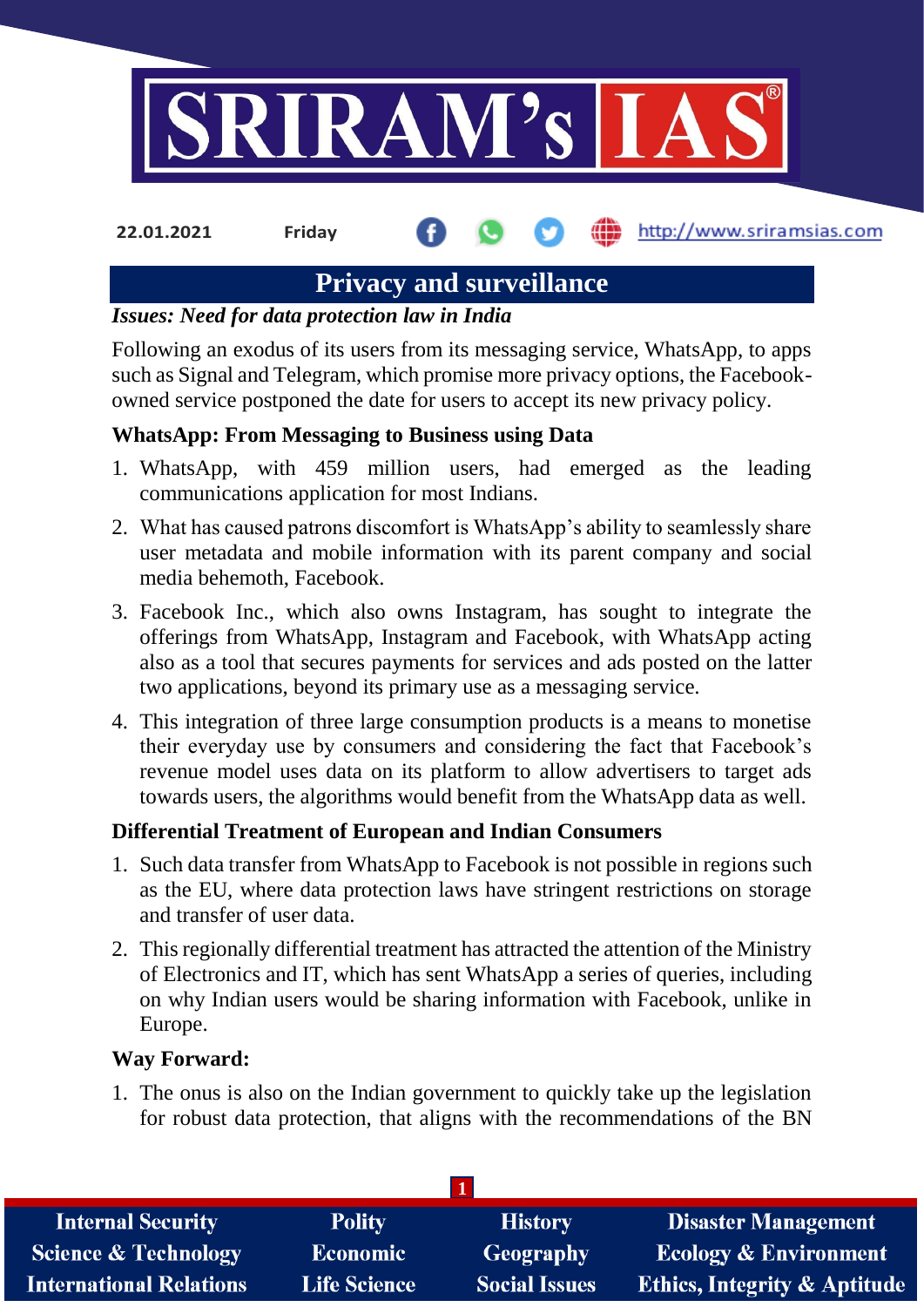22.01.2021 Friday

# Privacy and surveillance

***Issues: Need for data protection law in India***

Following an exodus of its users from its messaging service, WhatsApp, to apps such as Signal and Telegram, which promise more privacy options, the Facebook-owned service postponed the date for users to accept its new privacy policy.

**WhatsApp: From Messaging to Business using Data**

1. WhatsApp, with 459 million users, had emerged as the leading communications application for most Indians.
2. What has caused patrons discomfort is WhatsApp's ability to seamlessly share user metadata and mobile information with its parent company and social media behemoth, Facebook.
3. Facebook Inc., which also owns Instagram, has sought to integrate the offerings from WhatsApp, Instagram and Facebook, with WhatsApp acting also as a tool that secures payments for services and ads posted on the latter two applications, beyond its primary use as a messaging service.
4. This integration of three large consumption products is a means to monetise their everyday use by consumers and considering the fact that Facebook's revenue model uses data on its platform to allow advertisers to target ads towards users, the algorithms would benefit from the WhatsApp data as well.

**Differential Treatment of European and Indian Consumers**

1. Such data transfer from WhatsApp to Facebook is not possible in regions such as the EU, where data protection laws have stringent restrictions on storage and transfer of user data.
2. This regionally differential treatment has attracted the attention of the Ministry of Electronics and IT, which has sent WhatsApp a series of queries, including on why Indian users would be sharing information with Facebook, unlike in Europe.

**Way Forward:**

1. The onus is also on the Indian government to quickly take up the legislation for robust data protection, that aligns with the recommendations of the BN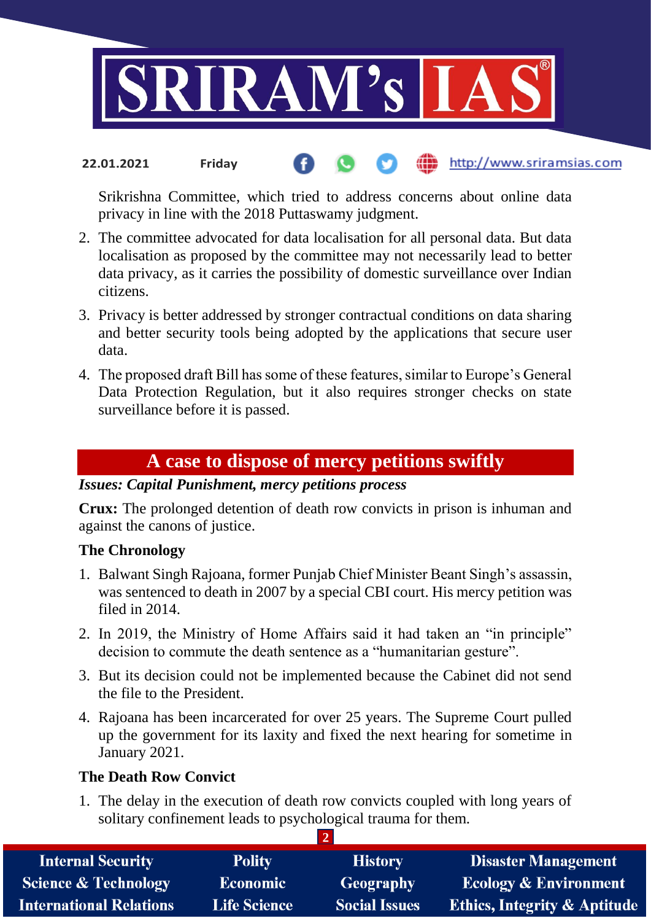Srikrishna Committee, which tried to address concerns about online data privacy in line with the 2018 Puttaswamy judgment.

2. The committee advocated for data localisation for all personal data. But data localisation as proposed by the committee may not necessarily lead to better data privacy, as it carries the possibility of domestic surveillance over Indian citizens.
3. Privacy is better addressed by stronger contractual conditions on data sharing and better security tools being adopted by the applications that secure user data.
4. The proposed draft Bill has some of these features, similar to Europe's General Data Protection Regulation, but it also requires stronger checks on state surveillance before it is passed.

## A case to dispose of mercy petitions swiftly

***Issues: Capital Punishment, mercy petitions process***

**Crux:** The prolonged detention of death row convicts in prison is inhuman and against the canons of justice.

### The Chronology

1. Balwant Singh Rajoana, former Punjab Chief Minister Beant Singh's assassin, was sentenced to death in 2007 by a special CBI court. His mercy petition was filed in 2014.
2. In 2019, the Ministry of Home Affairs said it had taken an "in principle" decision to commute the death sentence as a "humanitarian gesture".
3. But its decision could not be implemented because the Cabinet did not send the file to the President.
4. Rajoana has been incarcerated for over 25 years. The Supreme Court pulled up the government for its laxity and fixed the next hearing for sometime in January 2021.

### The Death Row Convict

1. The delay in the execution of death row convicts coupled with long years of solitary confinement leads to psychological trauma for them.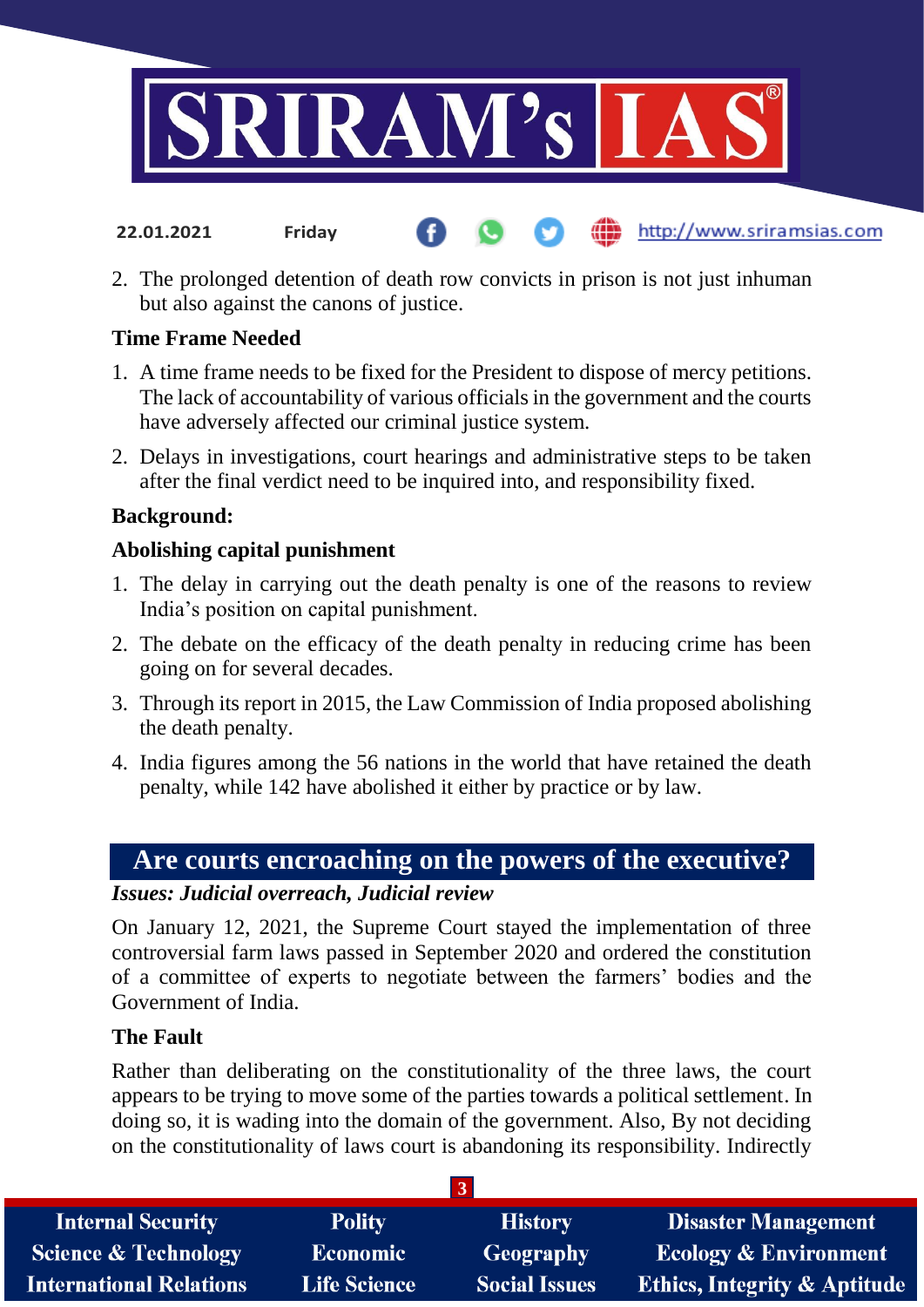2. The prolonged detention of death row convicts in prison is not just inhuman but also against the canons of justice.

**Time Frame Needed**

1. A time frame needs to be fixed for the President to dispose of mercy petitions. The lack of accountability of various officials in the government and the courts have adversely affected our criminal justice system.
2. Delays in investigations, court hearings and administrative steps to be taken after the final verdict need to be inquired into, and responsibility fixed.

**Background:**

**Abolishing capital punishment**

1. The delay in carrying out the death penalty is one of the reasons to review India's position on capital punishment.
2. The debate on the efficacy of the death penalty in reducing crime has been going on for several decades.
3. Through its report in 2015, the Law Commission of India proposed abolishing the death penalty.
4. India figures among the 56 nations in the world that have retained the death penalty, while 142 have abolished it either by practice or by law.

## Are courts encroaching on the powers of the executive?

***Issues: Judicial overreach, Judicial review***

On January 12, 2021, the Supreme Court stayed the implementation of three controversial farm laws passed in September 2020 and ordered the constitution of a committee of experts to negotiate between the farmers' bodies and the Government of India.

**The Fault**

Rather than deliberating on the constitutionality of the three laws, the court appears to be trying to move some of the parties towards a political settlement. In doing so, it is wading into the domain of the government. Also, By not deciding on the constitutionality of laws court is abandoning its responsibility. Indirectly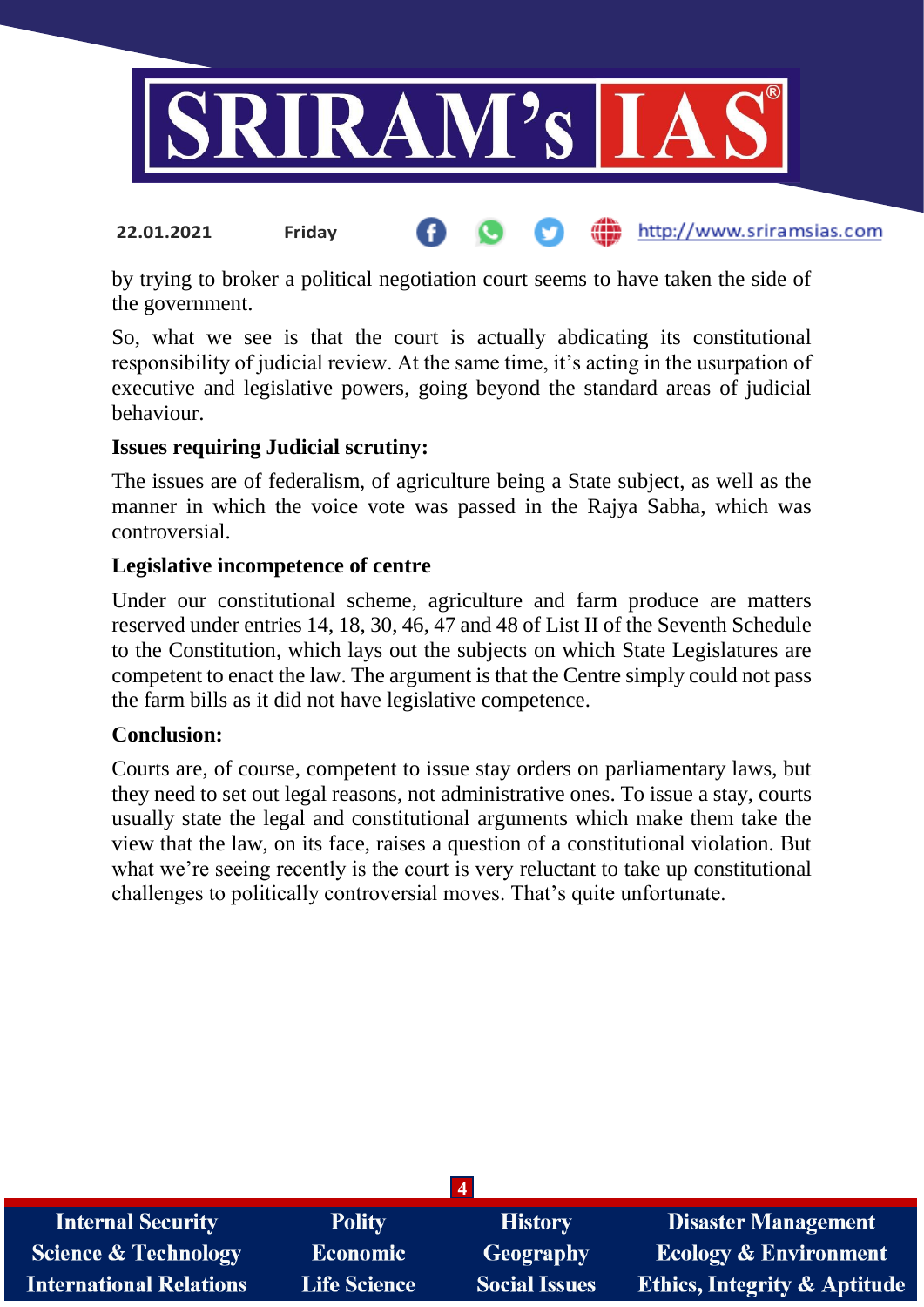by trying to broker a political negotiation court seems to have taken the side of the government.

So, what we see is that the court is actually abdicating its constitutional responsibility of judicial review. At the same time, it's acting in the usurpation of executive and legislative powers, going beyond the standard areas of judicial behaviour.

**Issues requiring Judicial scrutiny:**

The issues are of federalism, of agriculture being a State subject, as well as the manner in which the voice vote was passed in the Rajya Sabha, which was controversial.

**Legislative incompetence of centre**

Under our constitutional scheme, agriculture and farm produce are matters reserved under entries 14, 18, 30, 46, 47 and 48 of List II of the Seventh Schedule to the Constitution, which lays out the subjects on which State Legislatures are competent to enact the law. The argument is that the Centre simply could not pass the farm bills as it did not have legislative competence.

**Conclusion:**

Courts are, of course, competent to issue stay orders on parliamentary laws, but they need to set out legal reasons, not administrative ones. To issue a stay, courts usually state the legal and constitutional arguments which make them take the view that the law, on its face, raises a question of a constitutional violation. But what we're seeing recently is the court is very reluctant to take up constitutional challenges to politically controversial moves. That's quite unfortunate.